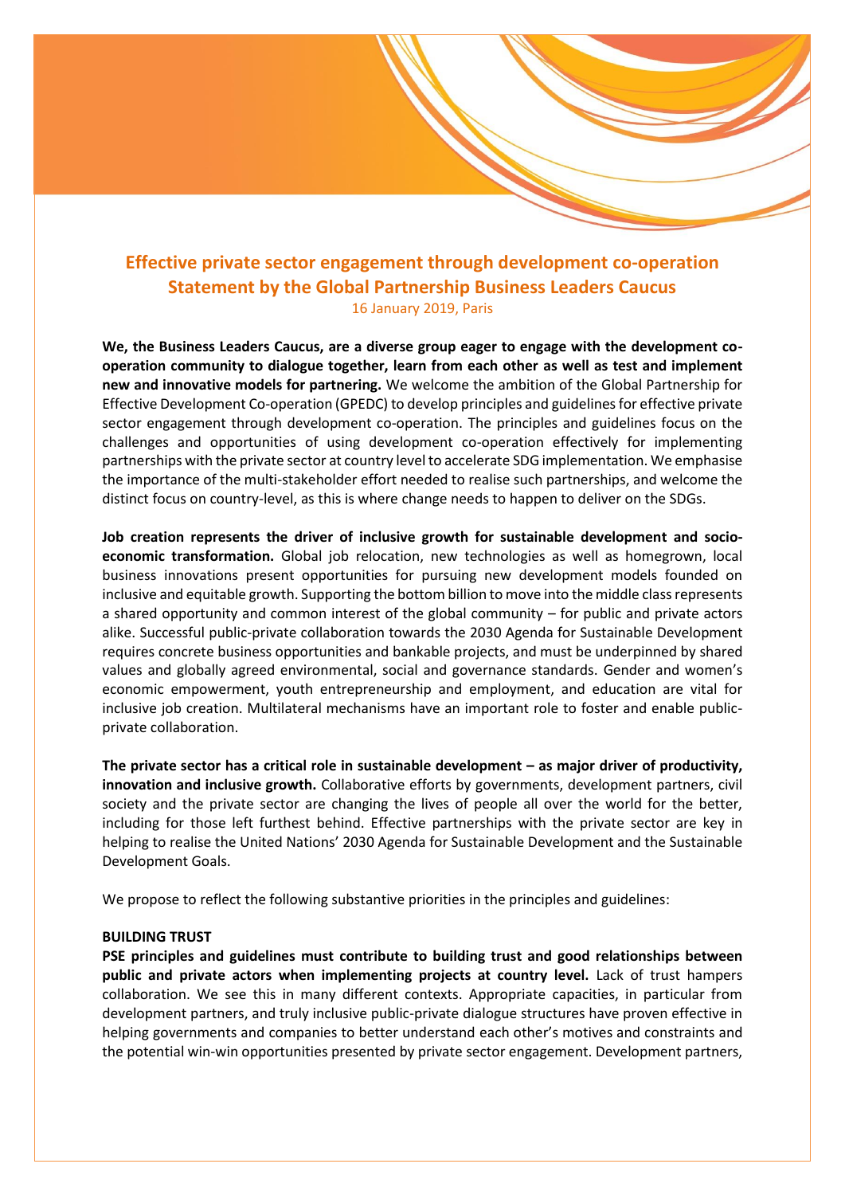# Effective private sector engagement through development co-operation
## Statement by the Global Partnership Business Leaders Caucus

16 January 2019, Paris

**We, the Business Leaders Caucus, are a diverse group eager to engage with the development co-operation community to dialogue together, learn from each other as well as test and implement new and innovative models for partnering.** We welcome the ambition of the Global Partnership for Effective Development Co-operation (GPEDC) to develop principles and guidelines for effective private sector engagement through development co-operation. The principles and guidelines focus on the challenges and opportunities of using development co-operation effectively for implementing partnerships with the private sector at country level to accelerate SDG implementation. We emphasise the importance of the multi-stakeholder effort needed to realise such partnerships, and welcome the distinct focus on country-level, as this is where change needs to happen to deliver on the SDGs.

**Job creation represents the driver of inclusive growth for sustainable development and socio-economic transformation.** Global job relocation, new technologies as well as homegrown, local business innovations present opportunities for pursuing new development models founded on inclusive and equitable growth. Supporting the bottom billion to move into the middle class represents a shared opportunity and common interest of the global community – for public and private actors alike. Successful public-private collaboration towards the 2030 Agenda for Sustainable Development requires concrete business opportunities and bankable projects, and must be underpinned by shared values and globally agreed environmental, social and governance standards. Gender and women's economic empowerment, youth entrepreneurship and employment, and education are vital for inclusive job creation. Multilateral mechanisms have an important role to foster and enable public-private collaboration.

**The private sector has a critical role in sustainable development – as major driver of productivity, innovation and inclusive growth.** Collaborative efforts by governments, development partners, civil society and the private sector are changing the lives of people all over the world for the better, including for those left furthest behind. Effective partnerships with the private sector are key in helping to realise the United Nations' 2030 Agenda for Sustainable Development and the Sustainable Development Goals.

We propose to reflect the following substantive priorities in the principles and guidelines:

### BUILDING TRUST

**PSE principles and guidelines must contribute to building trust and good relationships between public and private actors when implementing projects at country level.** Lack of trust hampers collaboration. We see this in many different contexts. Appropriate capacities, in particular from development partners, and truly inclusive public-private dialogue structures have proven effective in helping governments and companies to better understand each other's motives and constraints and the potential win-win opportunities presented by private sector engagement. Development partners,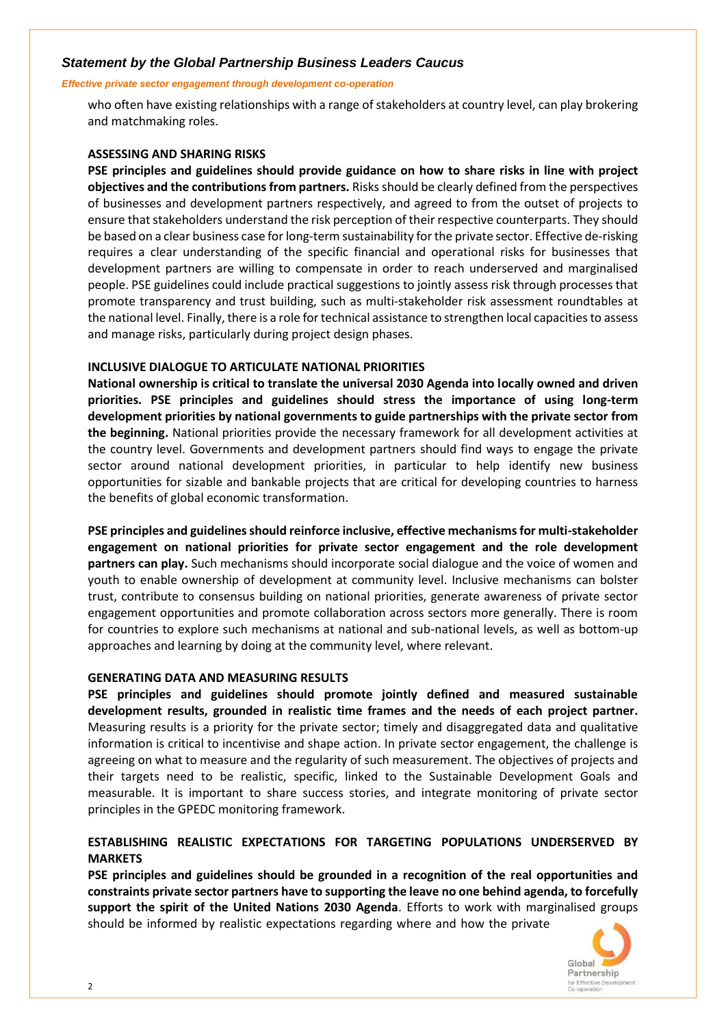who often have existing relationships with a range of stakeholders at country level, can play brokering and matchmaking roles.

**ASSESSING AND SHARING RISKS**

**PSE principles and guidelines should provide guidance on how to share risks in line with project objectives and the contributions from partners.** Risks should be clearly defined from the perspectives of businesses and development partners respectively, and agreed to from the outset of projects to ensure that stakeholders understand the risk perception of their respective counterparts. They should be based on a clear business case for long-term sustainability for the private sector. Effective de-risking requires a clear understanding of the specific financial and operational risks for businesses that development partners are willing to compensate in order to reach underserved and marginalised people. PSE guidelines could include practical suggestions to jointly assess risk through processes that promote transparency and trust building, such as multi-stakeholder risk assessment roundtables at the national level. Finally, there is a role for technical assistance to strengthen local capacities to assess and manage risks, particularly during project design phases.

**INCLUSIVE DIALOGUE TO ARTICULATE NATIONAL PRIORITIES**

**National ownership is critical to translate the universal 2030 Agenda into locally owned and driven priorities. PSE principles and guidelines should stress the importance of using long-term development priorities by national governments to guide partnerships with the private sector from the beginning.** National priorities provide the necessary framework for all development activities at the country level. Governments and development partners should find ways to engage the private sector around national development priorities, in particular to help identify new business opportunities for sizable and bankable projects that are critical for developing countries to harness the benefits of global economic transformation.

**PSE principles and guidelines should reinforce inclusive, effective mechanisms for multi-stakeholder engagement on national priorities for private sector engagement and the role development partners can play.** Such mechanisms should incorporate social dialogue and the voice of women and youth to enable ownership of development at community level. Inclusive mechanisms can bolster trust, contribute to consensus building on national priorities, generate awareness of private sector engagement opportunities and promote collaboration across sectors more generally. There is room for countries to explore such mechanisms at national and sub-national levels, as well as bottom-up approaches and learning by doing at the community level, where relevant.

**GENERATING DATA AND MEASURING RESULTS**

**PSE principles and guidelines should promote jointly defined and measured sustainable development results, grounded in realistic time frames and the needs of each project partner.** Measuring results is a priority for the private sector; timely and disaggregated data and qualitative information is critical to incentivise and shape action. In private sector engagement, the challenge is agreeing on what to measure and the regularity of such measurement. The objectives of projects and their targets need to be realistic, specific, linked to the Sustainable Development Goals and measurable. It is important to share success stories, and integrate monitoring of private sector principles in the GPEDC monitoring framework.

**ESTABLISHING REALISTIC EXPECTATIONS FOR TARGETING POPULATIONS UNDERSERVED BY MARKETS**

**PSE principles and guidelines should be grounded in a recognition of the real opportunities and constraints private sector partners have to supporting the leave no one behind agenda, to forcefully support the spirit of the United Nations 2030 Agenda**. Efforts to work with marginalised groups should be informed by realistic expectations regarding where and how the private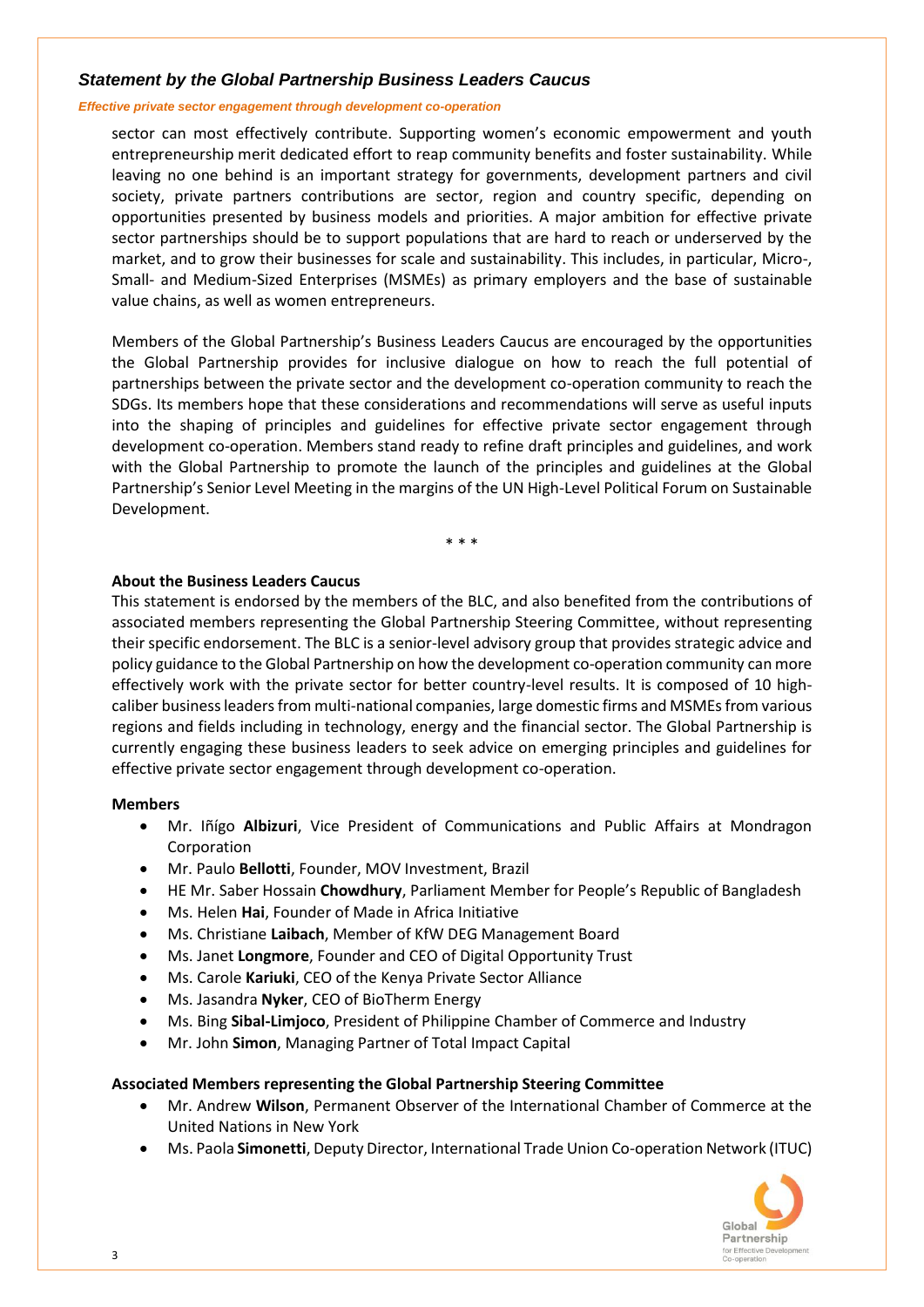sector can most effectively contribute. Supporting women's economic empowerment and youth entrepreneurship merit dedicated effort to reap community benefits and foster sustainability. While leaving no one behind is an important strategy for governments, development partners and civil society, private partners contributions are sector, region and country specific, depending on opportunities presented by business models and priorities. A major ambition for effective private sector partnerships should be to support populations that are hard to reach or underserved by the market, and to grow their businesses for scale and sustainability. This includes, in particular, Micro-, Small- and Medium-Sized Enterprises (MSMEs) as primary employers and the base of sustainable value chains, as well as women entrepreneurs.

Members of the Global Partnership's Business Leaders Caucus are encouraged by the opportunities the Global Partnership provides for inclusive dialogue on how to reach the full potential of partnerships between the private sector and the development co-operation community to reach the SDGs. Its members hope that these considerations and recommendations will serve as useful inputs into the shaping of principles and guidelines for effective private sector engagement through development co-operation. Members stand ready to refine draft principles and guidelines, and work with the Global Partnership to promote the launch of the principles and guidelines at the Global Partnership's Senior Level Meeting in the margins of the UN High-Level Political Forum on Sustainable Development.

\* \* \*

**About the Business Leaders Caucus**

This statement is endorsed by the members of the BLC, and also benefited from the contributions of associated members representing the Global Partnership Steering Committee, without representing their specific endorsement. The BLC is a senior-level advisory group that provides strategic advice and policy guidance to the Global Partnership on how the development co-operation community can more effectively work with the private sector for better country-level results. It is composed of 10 high-caliber business leaders from multi-national companies, large domestic firms and MSMEs from various regions and fields including in technology, energy and the financial sector. The Global Partnership is currently engaging these business leaders to seek advice on emerging principles and guidelines for effective private sector engagement through development co-operation.

**Members**

- Mr. Iñígo **Albizuri**, Vice President of Communications and Public Affairs at Mondragon Corporation
- Mr. Paulo **Bellotti**, Founder, MOV Investment, Brazil
- HE Mr. Saber Hossain **Chowdhury**, Parliament Member for People's Republic of Bangladesh
- Ms. Helen **Hai**, Founder of Made in Africa Initiative
- Ms. Christiane **Laibach**, Member of KfW DEG Management Board
- Ms. Janet **Longmore**, Founder and CEO of Digital Opportunity Trust
- Ms. Carole **Kariuki**, CEO of the Kenya Private Sector Alliance
- Ms. Jasandra **Nyker**, CEO of BioTherm Energy
- Ms. Bing **Sibal-Limjoco**, President of Philippine Chamber of Commerce and Industry
- Mr. John **Simon**, Managing Partner of Total Impact Capital

**Associated Members representing the Global Partnership Steering Committee**

- Mr. Andrew **Wilson**, Permanent Observer of the International Chamber of Commerce at the United Nations in New York
- Ms. Paola **Simonetti**, Deputy Director, International Trade Union Co-operation Network (ITUC)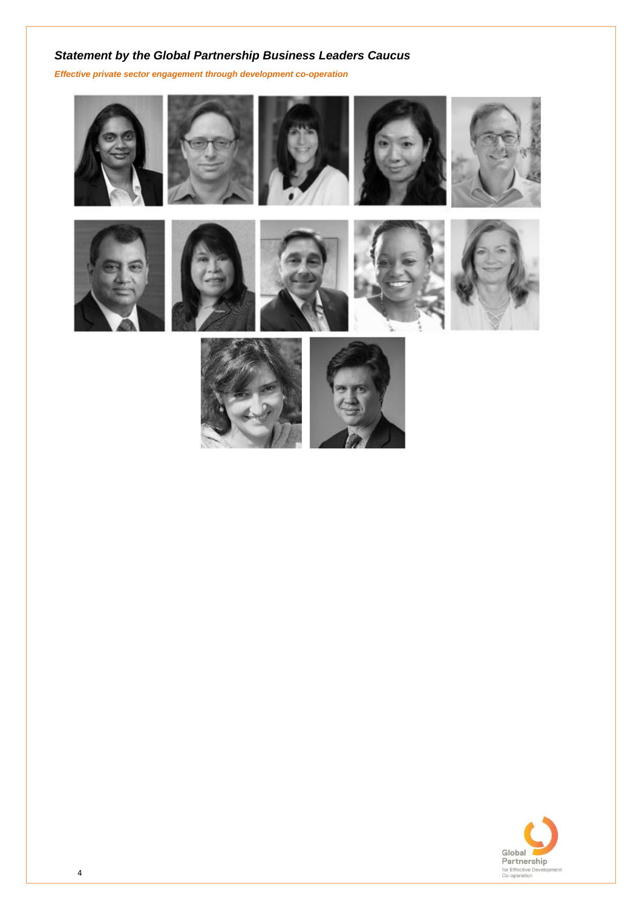***Statement by the Global Partnership Business Leaders Caucus***

***Effective private sector engagement through development co-operation***